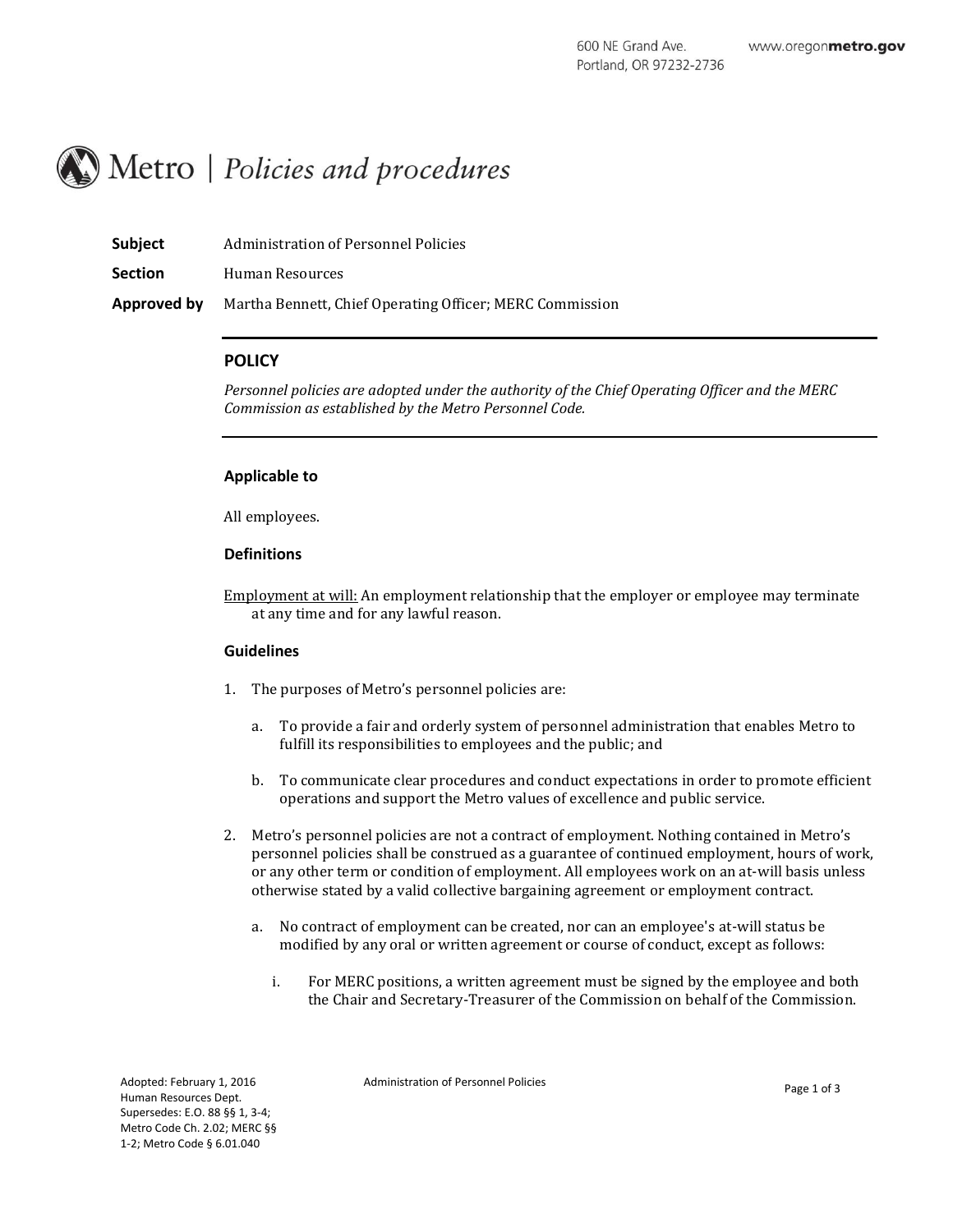600 NE Grand Ave.
Portland, OR 97232-2736

www.oregonmetro.gov

# Metro | *Policies and procedures*

**Subject** Administration of Personnel Policies

**Section** Human Resources

**Approved by** Martha Bennett, Chief Operating Officer; MERC Commission

## POLICY

*Personnel policies are adopted under the authority of the Chief Operating Officer and the MERC Commission as established by the Metro Personnel Code.*

### Applicable to

All employees.

### Definitions

Employment at will: An employment relationship that the employer or employee may terminate at any time and for any lawful reason.

### Guidelines

1. The purposes of Metro's personnel policies are:

   a. To provide a fair and orderly system of personnel administration that enables Metro to fulfill its responsibilities to employees and the public; and

   b. To communicate clear procedures and conduct expectations in order to promote efficient operations and support the Metro values of excellence and public service.

2. Metro's personnel policies are not a contract of employment. Nothing contained in Metro's personnel policies shall be construed as a guarantee of continued employment, hours of work, or any other term or condition of employment. All employees work on an at-will basis unless otherwise stated by a valid collective bargaining agreement or employment contract.

   a. No contract of employment can be created, nor can an employee's at-will status be modified by any oral or written agreement or course of conduct, except as follows:

      i. For MERC positions, a written agreement must be signed by the employee and both the Chair and Secretary-Treasurer of the Commission on behalf of the Commission.

Adopted: February 1, 2016
Human Resources Dept.
Supersedes: E.O. 88 §§ 1, 3-4; Metro Code Ch. 2.02; MERC §§ 1-2; Metro Code § 6.01.040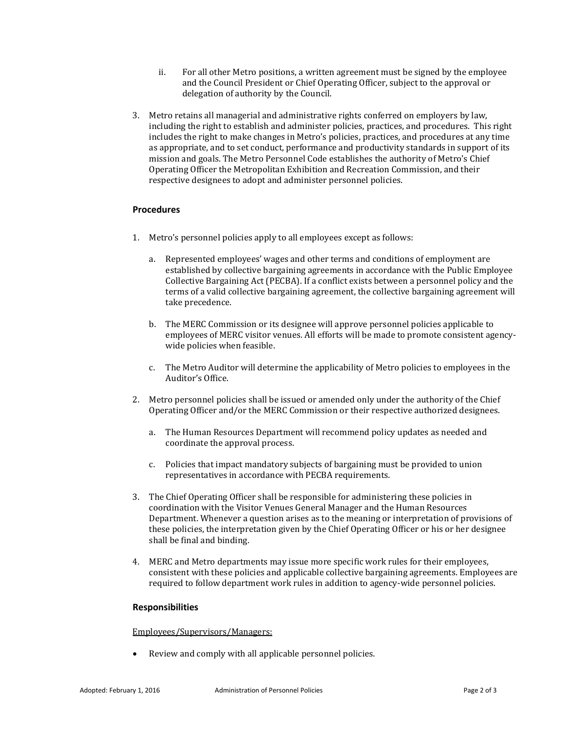ii. For all other Metro positions, a written agreement must be signed by the employee and the Council President or Chief Operating Officer, subject to the approval or delegation of authority by the Council.

3. Metro retains all managerial and administrative rights conferred on employers by law, including the right to establish and administer policies, practices, and procedures. This right includes the right to make changes in Metro's policies, practices, and procedures at any time as appropriate, and to set conduct, performance and productivity standards in support of its mission and goals. The Metro Personnel Code establishes the authority of Metro's Chief Operating Officer the Metropolitan Exhibition and Recreation Commission, and their respective designees to adopt and administer personnel policies.

### Procedures

1. Metro's personnel policies apply to all employees except as follows:

   a. Represented employees' wages and other terms and conditions of employment are established by collective bargaining agreements in accordance with the Public Employee Collective Bargaining Act (PECBA). If a conflict exists between a personnel policy and the terms of a valid collective bargaining agreement, the collective bargaining agreement will take precedence.

   b. The MERC Commission or its designee will approve personnel policies applicable to employees of MERC visitor venues. All efforts will be made to promote consistent agency-wide policies when feasible.

   c. The Metro Auditor will determine the applicability of Metro policies to employees in the Auditor's Office.

2. Metro personnel policies shall be issued or amended only under the authority of the Chief Operating Officer and/or the MERC Commission or their respective authorized designees.

   a. The Human Resources Department will recommend policy updates as needed and coordinate the approval process.

   c. Policies that impact mandatory subjects of bargaining must be provided to union representatives in accordance with PECBA requirements.

3. The Chief Operating Officer shall be responsible for administering these policies in coordination with the Visitor Venues General Manager and the Human Resources Department. Whenever a question arises as to the meaning or interpretation of provisions of these policies, the interpretation given by the Chief Operating Officer or his or her designee shall be final and binding.

4. MERC and Metro departments may issue more specific work rules for their employees, consistent with these policies and applicable collective bargaining agreements. Employees are required to follow department work rules in addition to agency-wide personnel policies.

### Responsibilities

<u>Employees/Supervisors/Managers:</u>

- Review and comply with all applicable personnel policies.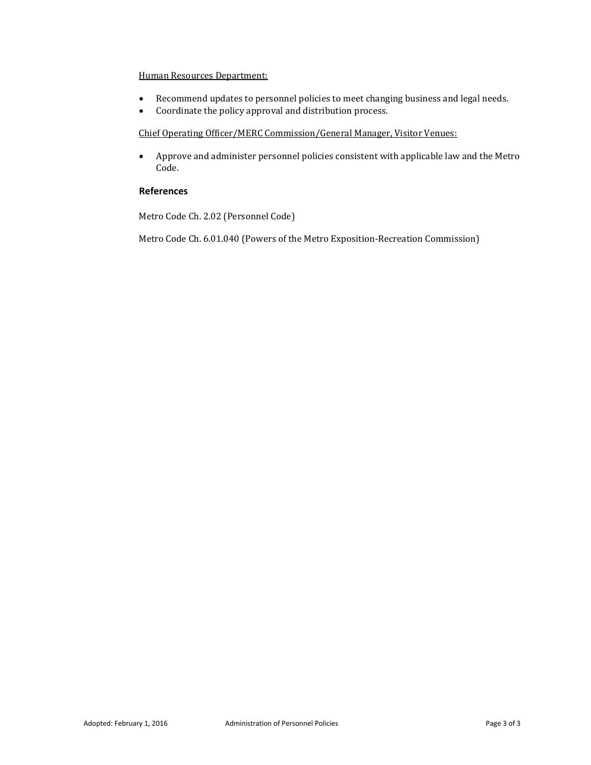<u>Human Resources Department:</u>

- Recommend updates to personnel policies to meet changing business and legal needs.
- Coordinate the policy approval and distribution process.

<u>Chief Operating Officer/MERC Commission/General Manager, Visitor Venues:</u>

- Approve and administer personnel policies consistent with applicable law and the Metro Code.

## References

Metro Code Ch. 2.02 (Personnel Code)

Metro Code Ch. 6.01.040 (Powers of the Metro Exposition-Recreation Commission)